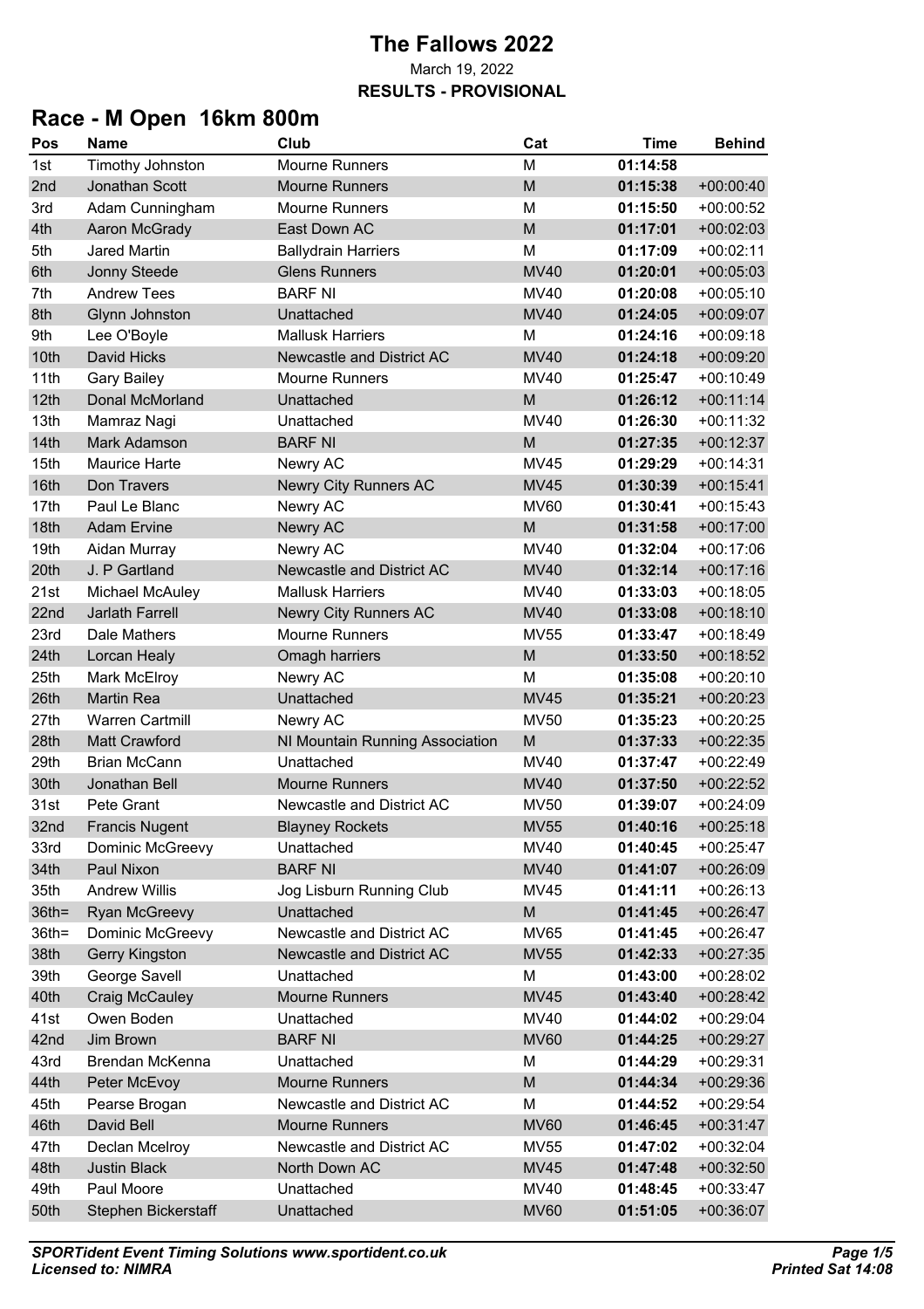# The Fallows 2022

March 19, 2022

**RESULTS - PROVISIONAL**

## Race - M Open 16km 800m

| Pos | Name | Club | Cat | Time | Behind |
|---|---|---|---|---|---|
| 1st | Timothy Johnston | Mourne Runners | M | **01:14:58** | |
| 2nd | Jonathan Scott | Mourne Runners | M | **01:15:38** | +00:00:40 |
| 3rd | Adam Cunningham | Mourne Runners | M | **01:15:50** | +00:00:52 |
| 4th | Aaron McGrady | East Down AC | M | **01:17:01** | +00:02:03 |
| 5th | Jared Martin | Ballydrain Harriers | M | **01:17:09** | +00:02:11 |
| 6th | Jonny Steede | Glens Runners | MV40 | **01:20:01** | +00:05:03 |
| 7th | Andrew Tees | BARF NI | MV40 | **01:20:08** | +00:05:10 |
| 8th | Glynn Johnston | Unattached | MV40 | **01:24:05** | +00:09:07 |
| 9th | Lee O'Boyle | Mallusk Harriers | M | **01:24:16** | +00:09:18 |
| 10th | David Hicks | Newcastle and District AC | MV40 | **01:24:18** | +00:09:20 |
| 11th | Gary Bailey | Mourne Runners | MV40 | **01:25:47** | +00:10:49 |
| 12th | Donal McMorland | Unattached | M | **01:26:12** | +00:11:14 |
| 13th | Mamraz Nagi | Unattached | MV40 | **01:26:30** | +00:11:32 |
| 14th | Mark Adamson | BARF NI | M | **01:27:35** | +00:12:37 |
| 15th | Maurice Harte | Newry AC | MV45 | **01:29:29** | +00:14:31 |
| 16th | Don Travers | Newry City Runners AC | MV45 | **01:30:39** | +00:15:41 |
| 17th | Paul Le Blanc | Newry AC | MV60 | **01:30:41** | +00:15:43 |
| 18th | Adam Ervine | Newry AC | M | **01:31:58** | +00:17:00 |
| 19th | Aidan Murray | Newry AC | MV40 | **01:32:04** | +00:17:06 |
| 20th | J. P Gartland | Newcastle and District AC | MV40 | **01:32:14** | +00:17:16 |
| 21st | Michael McAuley | Mallusk Harriers | MV40 | **01:33:03** | +00:18:05 |
| 22nd | Jarlath Farrell | Newry City Runners AC | MV40 | **01:33:08** | +00:18:10 |
| 23rd | Dale Mathers | Mourne Runners | MV55 | **01:33:47** | +00:18:49 |
| 24th | Lorcan Healy | Omagh harriers | M | **01:33:50** | +00:18:52 |
| 25th | Mark McElroy | Newry AC | M | **01:35:08** | +00:20:10 |
| 26th | Martin Rea | Unattached | MV45 | **01:35:21** | +00:20:23 |
| 27th | Warren Cartmill | Newry AC | MV50 | **01:35:23** | +00:20:25 |
| 28th | Matt Crawford | NI Mountain Running Association | M | **01:37:33** | +00:22:35 |
| 29th | Brian McCann | Unattached | MV40 | **01:37:47** | +00:22:49 |
| 30th | Jonathan Bell | Mourne Runners | MV40 | **01:37:50** | +00:22:52 |
| 31st | Pete Grant | Newcastle and District AC | MV50 | **01:39:07** | +00:24:09 |
| 32nd | Francis Nugent | Blayney Rockets | MV55 | **01:40:16** | +00:25:18 |
| 33rd | Dominic McGreevy | Unattached | MV40 | **01:40:45** | +00:25:47 |
| 34th | Paul Nixon | BARF NI | MV40 | **01:41:07** | +00:26:09 |
| 35th | Andrew Willis | Jog Lisburn Running Club | MV45 | **01:41:11** | +00:26:13 |
| 36th= | Ryan McGreevy | Unattached | M | **01:41:45** | +00:26:47 |
| 36th= | Dominic McGreevy | Newcastle and District AC | MV65 | **01:41:45** | +00:26:47 |
| 38th | Gerry Kingston | Newcastle and District AC | MV55 | **01:42:33** | +00:27:35 |
| 39th | George Savell | Unattached | M | **01:43:00** | +00:28:02 |
| 40th | Craig McCauley | Mourne Runners | MV45 | **01:43:40** | +00:28:42 |
| 41st | Owen Boden | Unattached | MV40 | **01:44:02** | +00:29:04 |
| 42nd | Jim Brown | BARF NI | MV60 | **01:44:25** | +00:29:27 |
| 43rd | Brendan McKenna | Unattached | M | **01:44:29** | +00:29:31 |
| 44th | Peter McEvoy | Mourne Runners | M | **01:44:34** | +00:29:36 |
| 45th | Pearse Brogan | Newcastle and District AC | M | **01:44:52** | +00:29:54 |
| 46th | David Bell | Mourne Runners | MV60 | **01:46:45** | +00:31:47 |
| 47th | Declan Mcelroy | Newcastle and District AC | MV55 | **01:47:02** | +00:32:04 |
| 48th | Justin Black | North Down AC | MV45 | **01:47:48** | +00:32:50 |
| 49th | Paul Moore | Unattached | MV40 | **01:48:45** | +00:33:47 |
| 50th | Stephen Bickerstaff | Unattached | MV60 | **01:51:05** | +00:36:07 |

***SPORTident Event Timing Solutions www.sportident.co.uk***
***Licensed to: NIMRA***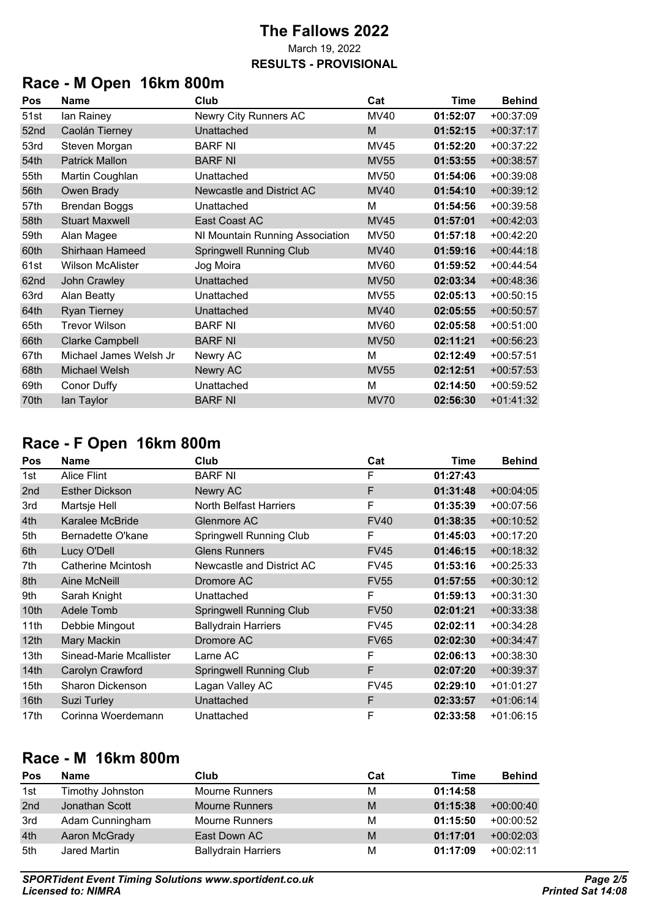# The Fallows 2022

March 19, 2022

**RESULTS - PROVISIONAL**

## Race - M Open 16km 800m

| Pos | Name | Club | Cat | Time | Behind |
|---|---|---|---|---|---|
| 51st | Ian Rainey | Newry City Runners AC | MV40 | **01:52:07** | +00:37:09 |
| 52nd | Caolán Tierney | Unattached | M | **01:52:15** | +00:37:17 |
| 53rd | Steven Morgan | BARF NI | MV45 | **01:52:20** | +00:37:22 |
| 54th | Patrick Mallon | BARF NI | MV55 | **01:53:55** | +00:38:57 |
| 55th | Martin Coughlan | Unattached | MV50 | **01:54:06** | +00:39:08 |
| 56th | Owen Brady | Newcastle and District AC | MV40 | **01:54:10** | +00:39:12 |
| 57th | Brendan Boggs | Unattached | M | **01:54:56** | +00:39:58 |
| 58th | Stuart Maxwell | East Coast AC | MV45 | **01:57:01** | +00:42:03 |
| 59th | Alan Magee | NI Mountain Running Association | MV50 | **01:57:18** | +00:42:20 |
| 60th | Shirhaan Hameed | Springwell Running Club | MV40 | **01:59:16** | +00:44:18 |
| 61st | Wilson McAlister | Jog Moira | MV60 | **01:59:52** | +00:44:54 |
| 62nd | John Crawley | Unattached | MV50 | **02:03:34** | +00:48:36 |
| 63rd | Alan Beatty | Unattached | MV55 | **02:05:13** | +00:50:15 |
| 64th | Ryan Tierney | Unattached | MV40 | **02:05:55** | +00:50:57 |
| 65th | Trevor Wilson | BARF NI | MV60 | **02:05:58** | +00:51:00 |
| 66th | Clarke Campbell | BARF NI | MV50 | **02:11:21** | +00:56:23 |
| 67th | Michael James Welsh Jr | Newry AC | M | **02:12:49** | +00:57:51 |
| 68th | Michael Welsh | Newry AC | MV55 | **02:12:51** | +00:57:53 |
| 69th | Conor Duffy | Unattached | M | **02:14:50** | +00:59:52 |
| 70th | Ian Taylor | BARF NI | MV70 | **02:56:30** | +01:41:32 |

## Race - F Open 16km 800m

| Pos | Name | Club | Cat | Time | Behind |
|---|---|---|---|---|---|
| 1st | Alice Flint | BARF NI | F | **01:27:43** | |
| 2nd | Esther Dickson | Newry AC | F | **01:31:48** | +00:04:05 |
| 3rd | Martsje Hell | North Belfast Harriers | F | **01:35:39** | +00:07:56 |
| 4th | Karalee McBride | Glenmore AC | FV40 | **01:38:35** | +00:10:52 |
| 5th | Bernadette O'kane | Springwell Running Club | F | **01:45:03** | +00:17:20 |
| 6th | Lucy O'Dell | Glens Runners | FV45 | **01:46:15** | +00:18:32 |
| 7th | Catherine Mcintosh | Newcastle and District AC | FV45 | **01:53:16** | +00:25:33 |
| 8th | Aine McNeill | Dromore AC | FV55 | **01:57:55** | +00:30:12 |
| 9th | Sarah Knight | Unattached | F | **01:59:13** | +00:31:30 |
| 10th | Adele Tomb | Springwell Running Club | FV50 | **02:01:21** | +00:33:38 |
| 11th | Debbie Mingout | Ballydrain Harriers | FV45 | **02:02:11** | +00:34:28 |
| 12th | Mary Mackin | Dromore AC | FV65 | **02:02:30** | +00:34:47 |
| 13th | Sinead-Marie Mcallister | Larne AC | F | **02:06:13** | +00:38:30 |
| 14th | Carolyn Crawford | Springwell Running Club | F | **02:07:20** | +00:39:37 |
| 15th | Sharon Dickenson | Lagan Valley AC | FV45 | **02:29:10** | +01:01:27 |
| 16th | Suzi Turley | Unattached | F | **02:33:57** | +01:06:14 |
| 17th | Corinna Woerdemann | Unattached | F | **02:33:58** | +01:06:15 |

## Race - M 16km 800m

| Pos | Name | Club | Cat | Time | Behind |
|---|---|---|---|---|---|
| 1st | Timothy Johnston | Mourne Runners | M | **01:14:58** | |
| 2nd | Jonathan Scott | Mourne Runners | M | **01:15:38** | +00:00:40 |
| 3rd | Adam Cunningham | Mourne Runners | M | **01:15:50** | +00:00:52 |
| 4th | Aaron McGrady | East Down AC | M | **01:17:01** | +00:02:03 |
| 5th | Jared Martin | Ballydrain Harriers | M | **01:17:09** | +00:02:11 |

***SPORTident Event Timing Solutions www.sportident.co.uk***
***Licensed to: NIMRA***

***Printed Sat 14:08***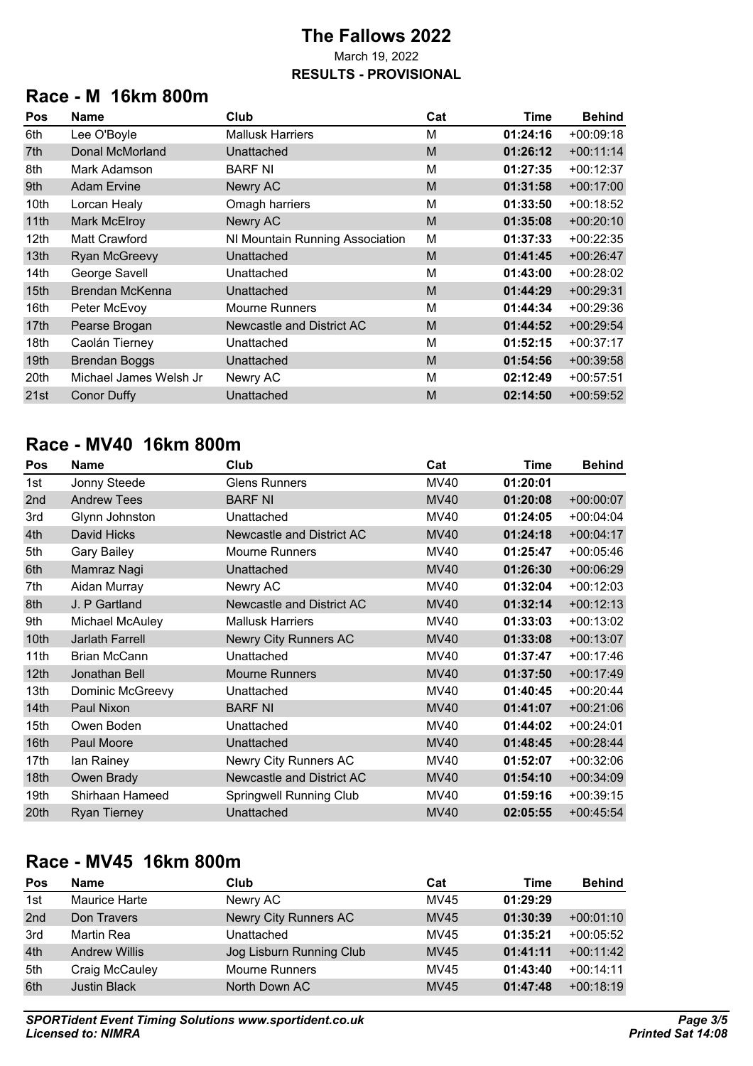# The Fallows 2022

March 19, 2022

**RESULTS - PROVISIONAL**

## Race - M 16km 800m

| Pos | Name | Club | Cat | Time | Behind |
|---|---|---|---|---|---|
| 6th | Lee O'Boyle | Mallusk Harriers | M | **01:24:16** | +00:09:18 |
| 7th | Donal McMorland | Unattached | M | **01:26:12** | +00:11:14 |
| 8th | Mark Adamson | BARF NI | M | **01:27:35** | +00:12:37 |
| 9th | Adam Ervine | Newry AC | M | **01:31:58** | +00:17:00 |
| 10th | Lorcan Healy | Omagh harriers | M | **01:33:50** | +00:18:52 |
| 11th | Mark McElroy | Newry AC | M | **01:35:08** | +00:20:10 |
| 12th | Matt Crawford | NI Mountain Running Association | M | **01:37:33** | +00:22:35 |
| 13th | Ryan McGreevy | Unattached | M | **01:41:45** | +00:26:47 |
| 14th | George Savell | Unattached | M | **01:43:00** | +00:28:02 |
| 15th | Brendan McKenna | Unattached | M | **01:44:29** | +00:29:31 |
| 16th | Peter McEvoy | Mourne Runners | M | **01:44:34** | +00:29:36 |
| 17th | Pearse Brogan | Newcastle and District AC | M | **01:44:52** | +00:29:54 |
| 18th | Caolán Tierney | Unattached | M | **01:52:15** | +00:37:17 |
| 19th | Brendan Boggs | Unattached | M | **01:54:56** | +00:39:58 |
| 20th | Michael James Welsh Jr | Newry AC | M | **02:12:49** | +00:57:51 |
| 21st | Conor Duffy | Unattached | M | **02:14:50** | +00:59:52 |

## Race - MV40 16km 800m

| Pos | Name | Club | Cat | Time | Behind |
|---|---|---|---|---|---|
| 1st | Jonny Steede | Glens Runners | MV40 | **01:20:01** | |
| 2nd | Andrew Tees | BARF NI | MV40 | **01:20:08** | +00:00:07 |
| 3rd | Glynn Johnston | Unattached | MV40 | **01:24:05** | +00:04:04 |
| 4th | David Hicks | Newcastle and District AC | MV40 | **01:24:18** | +00:04:17 |
| 5th | Gary Bailey | Mourne Runners | MV40 | **01:25:47** | +00:05:46 |
| 6th | Mamraz Nagi | Unattached | MV40 | **01:26:30** | +00:06:29 |
| 7th | Aidan Murray | Newry AC | MV40 | **01:32:04** | +00:12:03 |
| 8th | J. P Gartland | Newcastle and District AC | MV40 | **01:32:14** | +00:12:13 |
| 9th | Michael McAuley | Mallusk Harriers | MV40 | **01:33:03** | +00:13:02 |
| 10th | Jarlath Farrell | Newry City Runners AC | MV40 | **01:33:08** | +00:13:07 |
| 11th | Brian McCann | Unattached | MV40 | **01:37:47** | +00:17:46 |
| 12th | Jonathan Bell | Mourne Runners | MV40 | **01:37:50** | +00:17:49 |
| 13th | Dominic McGreevy | Unattached | MV40 | **01:40:45** | +00:20:44 |
| 14th | Paul Nixon | BARF NI | MV40 | **01:41:07** | +00:21:06 |
| 15th | Owen Boden | Unattached | MV40 | **01:44:02** | +00:24:01 |
| 16th | Paul Moore | Unattached | MV40 | **01:48:45** | +00:28:44 |
| 17th | Ian Rainey | Newry City Runners AC | MV40 | **01:52:07** | +00:32:06 |
| 18th | Owen Brady | Newcastle and District AC | MV40 | **01:54:10** | +00:34:09 |
| 19th | Shirhaan Hameed | Springwell Running Club | MV40 | **01:59:16** | +00:39:15 |
| 20th | Ryan Tierney | Unattached | MV40 | **02:05:55** | +00:45:54 |

## Race - MV45 16km 800m

| Pos | Name | Club | Cat | Time | Behind |
|---|---|---|---|---|---|
| 1st | Maurice Harte | Newry AC | MV45 | **01:29:29** | |
| 2nd | Don Travers | Newry City Runners AC | MV45 | **01:30:39** | +00:01:10 |
| 3rd | Martin Rea | Unattached | MV45 | **01:35:21** | +00:05:52 |
| 4th | Andrew Willis | Jog Lisburn Running Club | MV45 | **01:41:11** | +00:11:42 |
| 5th | Craig McCauley | Mourne Runners | MV45 | **01:43:40** | +00:14:11 |
| 6th | Justin Black | North Down AC | MV45 | **01:47:48** | +00:18:19 |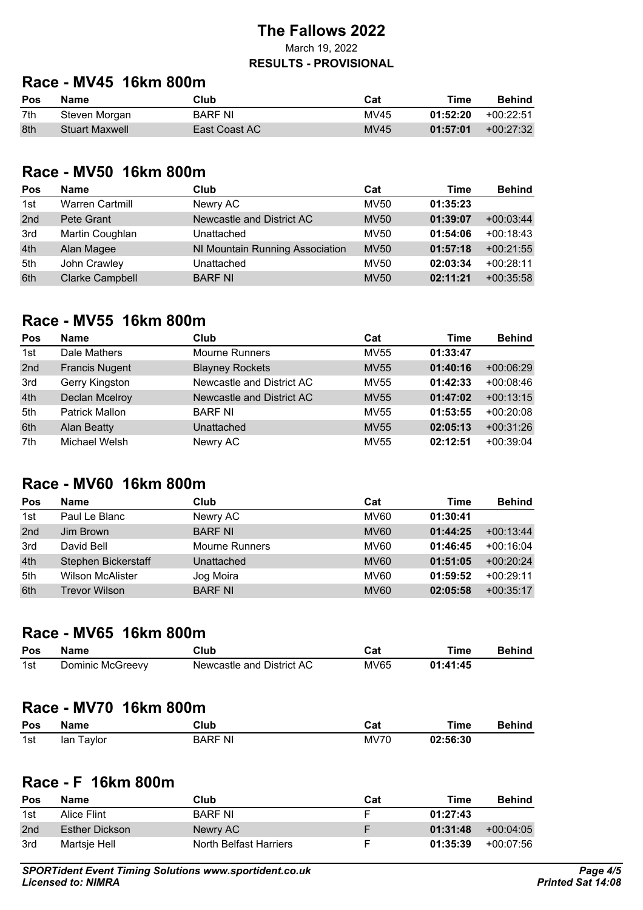# The Fallows 2022

March 19, 2022

**RESULTS - PROVISIONAL**

## Race - MV45 16km 800m

| Pos | Name | Club | Cat | Time | Behind |
|---|---|---|---|---|---|
| 7th | Steven Morgan | BARF NI | MV45 | **01:52:20** | +00:22:51 |
| 8th | Stuart Maxwell | East Coast AC | MV45 | **01:57:01** | +00:27:32 |

## Race - MV50 16km 800m

| Pos | Name | Club | Cat | Time | Behind |
|---|---|---|---|---|---|
| 1st | Warren Cartmill | Newry AC | MV50 | **01:35:23** | |
| 2nd | Pete Grant | Newcastle and District AC | MV50 | **01:39:07** | +00:03:44 |
| 3rd | Martin Coughlan | Unattached | MV50 | **01:54:06** | +00:18:43 |
| 4th | Alan Magee | NI Mountain Running Association | MV50 | **01:57:18** | +00:21:55 |
| 5th | John Crawley | Unattached | MV50 | **02:03:34** | +00:28:11 |
| 6th | Clarke Campbell | BARF NI | MV50 | **02:11:21** | +00:35:58 |

## Race - MV55 16km 800m

| Pos | Name | Club | Cat | Time | Behind |
|---|---|---|---|---|---|
| 1st | Dale Mathers | Mourne Runners | MV55 | **01:33:47** | |
| 2nd | Francis Nugent | Blayney Rockets | MV55 | **01:40:16** | +00:06:29 |
| 3rd | Gerry Kingston | Newcastle and District AC | MV55 | **01:42:33** | +00:08:46 |
| 4th | Declan Mcelroy | Newcastle and District AC | MV55 | **01:47:02** | +00:13:15 |
| 5th | Patrick Mallon | BARF NI | MV55 | **01:53:55** | +00:20:08 |
| 6th | Alan Beatty | Unattached | MV55 | **02:05:13** | +00:31:26 |
| 7th | Michael Welsh | Newry AC | MV55 | **02:12:51** | +00:39:04 |

## Race - MV60 16km 800m

| Pos | Name | Club | Cat | Time | Behind |
|---|---|---|---|---|---|
| 1st | Paul Le Blanc | Newry AC | MV60 | **01:30:41** | |
| 2nd | Jim Brown | BARF NI | MV60 | **01:44:25** | +00:13:44 |
| 3rd | David Bell | Mourne Runners | MV60 | **01:46:45** | +00:16:04 |
| 4th | Stephen Bickerstaff | Unattached | MV60 | **01:51:05** | +00:20:24 |
| 5th | Wilson McAlister | Jog Moira | MV60 | **01:59:52** | +00:29:11 |
| 6th | Trevor Wilson | BARF NI | MV60 | **02:05:58** | +00:35:17 |

## Race - MV65 16km 800m

| Pos | Name | Club | Cat | Time | Behind |
|---|---|---|---|---|---|
| 1st | Dominic McGreevy | Newcastle and District AC | MV65 | **01:41:45** | |

## Race - MV70 16km 800m

| Pos | Name | Club | Cat | Time | Behind |
|---|---|---|---|---|---|
| 1st | Ian Taylor | BARF NI | MV70 | **02:56:30** | |

## Race - F 16km 800m

| Pos | Name | Club | Cat | Time | Behind |
|---|---|---|---|---|---|
| 1st | Alice Flint | BARF NI | F | **01:27:43** | |
| 2nd | Esther Dickson | Newry AC | F | **01:31:48** | +00:04:05 |
| 3rd | Martsje Hell | North Belfast Harriers | F | **01:35:39** | +00:07:56 |

*SPORTident Event Timing Solutions www.sportident.co.uk*
*Licensed to: NIMRA*
*Printed Sat 14:08*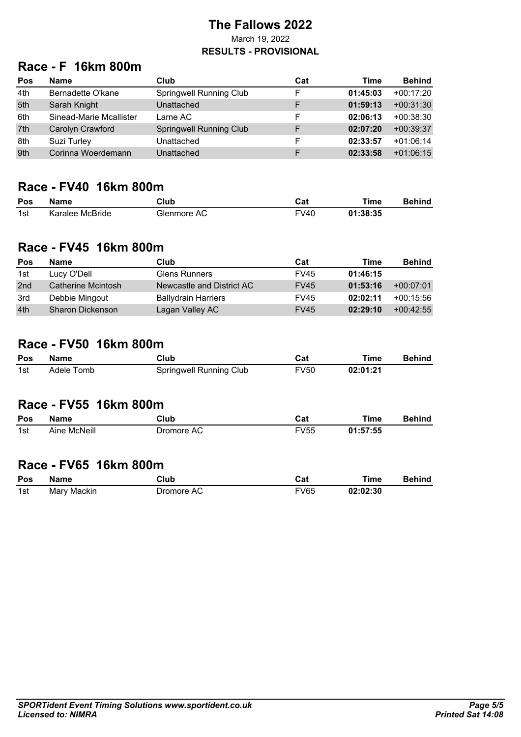# The Fallows 2022

March 19, 2022

**RESULTS - PROVISIONAL**

## Race - F 16km 800m

| Pos | Name | Club | Cat | Time | Behind |
|---|---|---|---|---|---|
| 4th | Bernadette O'kane | Springwell Running Club | F | **01:45:03** | +00:17:20 |
| 5th | Sarah Knight | Unattached | F | **01:59:13** | +00:31:30 |
| 6th | Sinead-Marie Mcallister | Larne AC | F | **02:06:13** | +00:38:30 |
| 7th | Carolyn Crawford | Springwell Running Club | F | **02:07:20** | +00:39:37 |
| 8th | Suzi Turley | Unattached | F | **02:33:57** | +01:06:14 |
| 9th | Corinna Woerdemann | Unattached | F | **02:33:58** | +01:06:15 |

## Race - FV40 16km 800m

| Pos | Name | Club | Cat | Time | Behind |
|---|---|---|---|---|---|
| 1st | Karalee McBride | Glenmore AC | FV40 | **01:38:35** | |

## Race - FV45 16km 800m

| Pos | Name | Club | Cat | Time | Behind |
|---|---|---|---|---|---|
| 1st | Lucy O'Dell | Glens Runners | FV45 | **01:46:15** | |
| 2nd | Catherine Mcintosh | Newcastle and District AC | FV45 | **01:53:16** | +00:07:01 |
| 3rd | Debbie Mingout | Ballydrain Harriers | FV45 | **02:02:11** | +00:15:56 |
| 4th | Sharon Dickenson | Lagan Valley AC | FV45 | **02:29:10** | +00:42:55 |

## Race - FV50 16km 800m

| Pos | Name | Club | Cat | Time | Behind |
|---|---|---|---|---|---|
| 1st | Adele Tomb | Springwell Running Club | FV50 | **02:01:21** | |

## Race - FV55 16km 800m

| Pos | Name | Club | Cat | Time | Behind |
|---|---|---|---|---|---|
| 1st | Aine McNeill | Dromore AC | FV55 | **01:57:55** | |

## Race - FV65 16km 800m

| Pos | Name | Club | Cat | Time | Behind |
|---|---|---|---|---|---|
| 1st | Mary Mackin | Dromore AC | FV65 | **02:02:30** | |

***SPORTident Event Timing Solutions www.sportident.co.uk***
***Licensed to: NIMRA***

***Printed Sat 14:08***